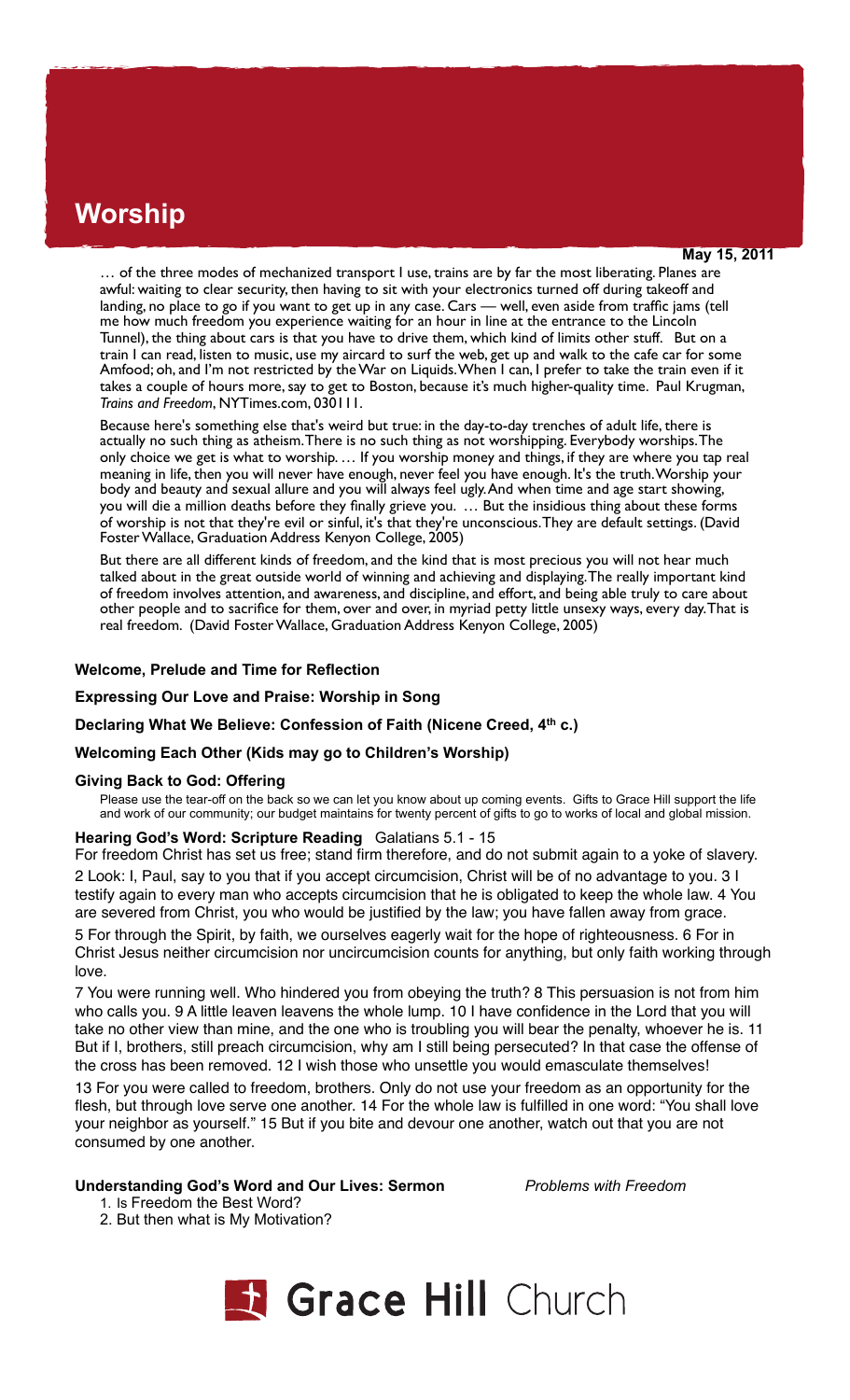# Worship

**May 15, 2011**

… of the three modes of mechanized transport I use, trains are by far the most liberating. Planes are awful: waiting to clear security, then having to sit with your electronics turned off during takeoff and landing, no place to go if you want to get up in any case. Cars — well, even aside from traffic jams (tell me how much freedom you experience waiting for an hour in line at the entrance to the Lincoln Tunnel), the thing about cars is that you have to drive them, which kind of limits other stuff. But on a train I can read, listen to music, use my aircard to surf the web, get up and walk to the cafe car for some Amfood; oh, and I'm not restricted by the War on Liquids. When I can, I prefer to take the train even if it takes a couple of hours more, say to get to Boston, because it's much higher-quality time. Paul Krugman, *Trains and Freedom*, NYTimes.com, 030111.

Because here's something else that's weird but true: in the day-to-day trenches of adult life, there is actually no such thing as atheism. There is no such thing as not worshipping. Everybody worships. The only choice we get is what to worship. … If you worship money and things, if they are where you tap real meaning in life, then you will never have enough, never feel you have enough. It's the truth. Worship your body and beauty and sexual allure and you will always feel ugly. And when time and age start showing, you will die a million deaths before they finally grieve you. … But the insidious thing about these forms of worship is not that they're evil or sinful, it's that they're unconscious. They are default settings. (David Foster Wallace, Graduation Address Kenyon College, 2005)

But there are all different kinds of freedom, and the kind that is most precious you will not hear much talked about in the great outside world of winning and achieving and displaying. The really important kind of freedom involves attention, and awareness, and discipline, and effort, and being able truly to care about other people and to sacrifice for them, over and over, in myriad petty little unsexy ways, every day. That is real freedom. (David Foster Wallace, Graduation Address Kenyon College, 2005)

**Welcome, Prelude and Time for Reflection**

**Expressing Our Love and Praise: Worship in Song**

**Declaring What We Believe: Confession of Faith (Nicene Creed, 4th c.)**

**Welcoming Each Other (Kids may go to Children's Worship)**

**Giving Back to God: Offering**

Please use the tear-off on the back so we can let you know about up coming events. Gifts to Grace Hill support the life and work of our community; our budget maintains for twenty percent of gifts to go to works of local and global mission.

**Hearing God's Word: Scripture Reading** Galatians 5.1 - 15

For freedom Christ has set us free; stand firm therefore, and do not submit again to a yoke of slavery. 2 Look: I, Paul, say to you that if you accept circumcision, Christ will be of no advantage to you. 3 I testify again to every man who accepts circumcision that he is obligated to keep the whole law. 4 You are severed from Christ, you who would be justified by the law; you have fallen away from grace.

5 For through the Spirit, by faith, we ourselves eagerly wait for the hope of righteousness. 6 For in Christ Jesus neither circumcision nor uncircumcision counts for anything, but only faith working through love.

7 You were running well. Who hindered you from obeying the truth? 8 This persuasion is not from him who calls you. 9 A little leaven leavens the whole lump. 10 I have confidence in the Lord that you will take no other view than mine, and the one who is troubling you will bear the penalty, whoever he is. 11 But if I, brothers, still preach circumcision, why am I still being persecuted? In that case the offense of the cross has been removed. 12 I wish those who unsettle you would emasculate themselves!

13 For you were called to freedom, brothers. Only do not use your freedom as an opportunity for the flesh, but through love serve one another. 14 For the whole law is fulfilled in one word: "You shall love your neighbor as yourself." 15 But if you bite and devour one another, watch out that you are not consumed by one another.

**Understanding God's Word and Our Lives: Sermon** *Problems with Freedom*

1. Is Freedom the Best Word?
2. But then what is My Motivation?

Grace Hill Church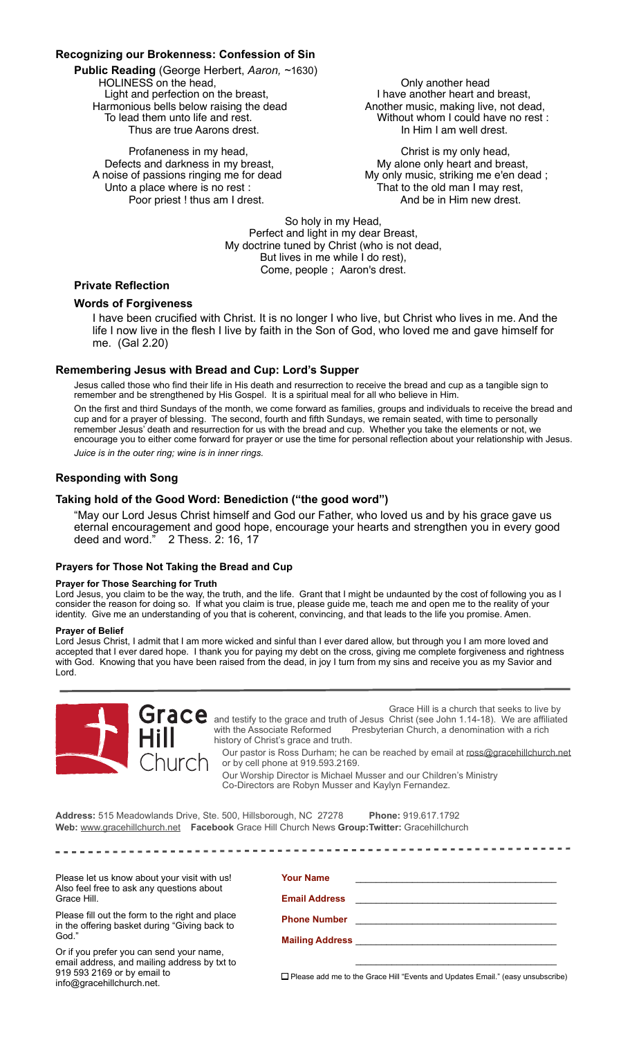## Recognizing our Brokenness: Confession of Sin

**Public Reading** (George Herbert, *Aaron,* ~1630)

HOLINESS on the head,
Light and perfection on the breast,
Harmonious bells below raising the dead
To lead them unto life and rest.
Thus are true Aarons drest.

Profaneness in my head,
Defects and darkness in my breast,
A noise of passions ringing me for dead
Unto a place where is no rest :
Poor priest ! thus am I drest.

Only another head
I have another heart and breast,
Another music, making live, not dead,
Without whom I could have no rest :
In Him I am well drest.

Christ is my only head,
My alone only heart and breast,
My only music, striking me e'en dead ;
That to the old man I may rest,
And be in Him new drest.

So holy in my Head,
Perfect and light in my dear Breast,
My doctrine tuned by Christ (who is not dead,
But lives in me while I do rest),
Come, people ; Aaron's drest.

### Private Reflection

### Words of Forgiveness

I have been crucified with Christ. It is no longer I who live, but Christ who lives in me. And the life I now live in the flesh I live by faith in the Son of God, who loved me and gave himself for me. (Gal 2.20)

## Remembering Jesus with Bread and Cup: Lord's Supper

Jesus called those who find their life in His death and resurrection to receive the bread and cup as a tangible sign to remember and be strengthened by His Gospel. It is a spiritual meal for all who believe in Him.

On the first and third Sundays of the month, we come forward as families, groups and individuals to receive the bread and cup and for a prayer of blessing. The second, fourth and fifth Sundays, we remain seated, with time to personally remember Jesus' death and resurrection for us with the bread and cup. Whether you take the elements or not, we encourage you to either come forward for prayer or use the time for personal reflection about your relationship with Jesus.

*Juice is in the outer ring; wine is in inner rings.*

## Responding with Song

## Taking hold of the Good Word: Benediction ("the good word")

"May our Lord Jesus Christ himself and God our Father, who loved us and by his grace gave us eternal encouragement and good hope, encourage your hearts and strengthen you in every good deed and word." 2 Thess. 2: 16, 17

### Prayers for Those Not Taking the Bread and Cup

**Prayer for Those Searching for Truth**

Lord Jesus, you claim to be the way, the truth, and the life. Grant that I might be undaunted by the cost of following you as I consider the reason for doing so. If what you claim is true, please guide me, teach me and open me to the reality of your identity. Give me an understanding of you that is coherent, convincing, and that leads to the life you promise. Amen.

**Prayer of Belief**

Lord Jesus Christ, I admit that I am more wicked and sinful than I ever dared allow, but through you I am more loved and accepted that I ever dared hope. I thank you for paying my debt on the cross, giving me complete forgiveness and rightness with God. Knowing that you have been raised from the dead, in joy I turn from my sins and receive you as my Savior and Lord.

---

Grace Hill Church

Grace Hill is a church that seeks to live by and testify to the grace and truth of Jesus Christ (see John 1.14-18). We are affiliated with the Associate Reformed Presbyterian Church, a denomination with a rich history of Christ's grace and truth.

Our pastor is Ross Durham; he can be reached by email at ross@gracehillchurch.net or by cell phone at 919.593.2169.

Our Worship Director is Michael Musser and our Children's Ministry Co-Directors are Robyn Musser and Kaylyn Fernandez.

**Address:** 515 Meadowlands Drive, Ste. 500, Hillsborough, NC 27278 **Phone:** 919.617.1792
**Web:** www.gracehillchurch.net **Facebook** Grace Hill Church News **Group:Twitter:** Gracehillchurch

---

Please let us know about your visit with us! Also feel free to ask any questions about Grace Hill.

Please fill out the form to the right and place in the offering basket during "Giving back to God."

Or if you prefer you can send your name, email address, and mailing address by txt to 919 593 2169 or by email to info@gracehillchurch.net.

**Your Name** ____________________

**Email Address** ____________________

**Phone Number** ____________________

**Mailing Address** ____________________

____________________

☐ Please add me to the Grace Hill "Events and Updates Email." (easy unsubscribe)